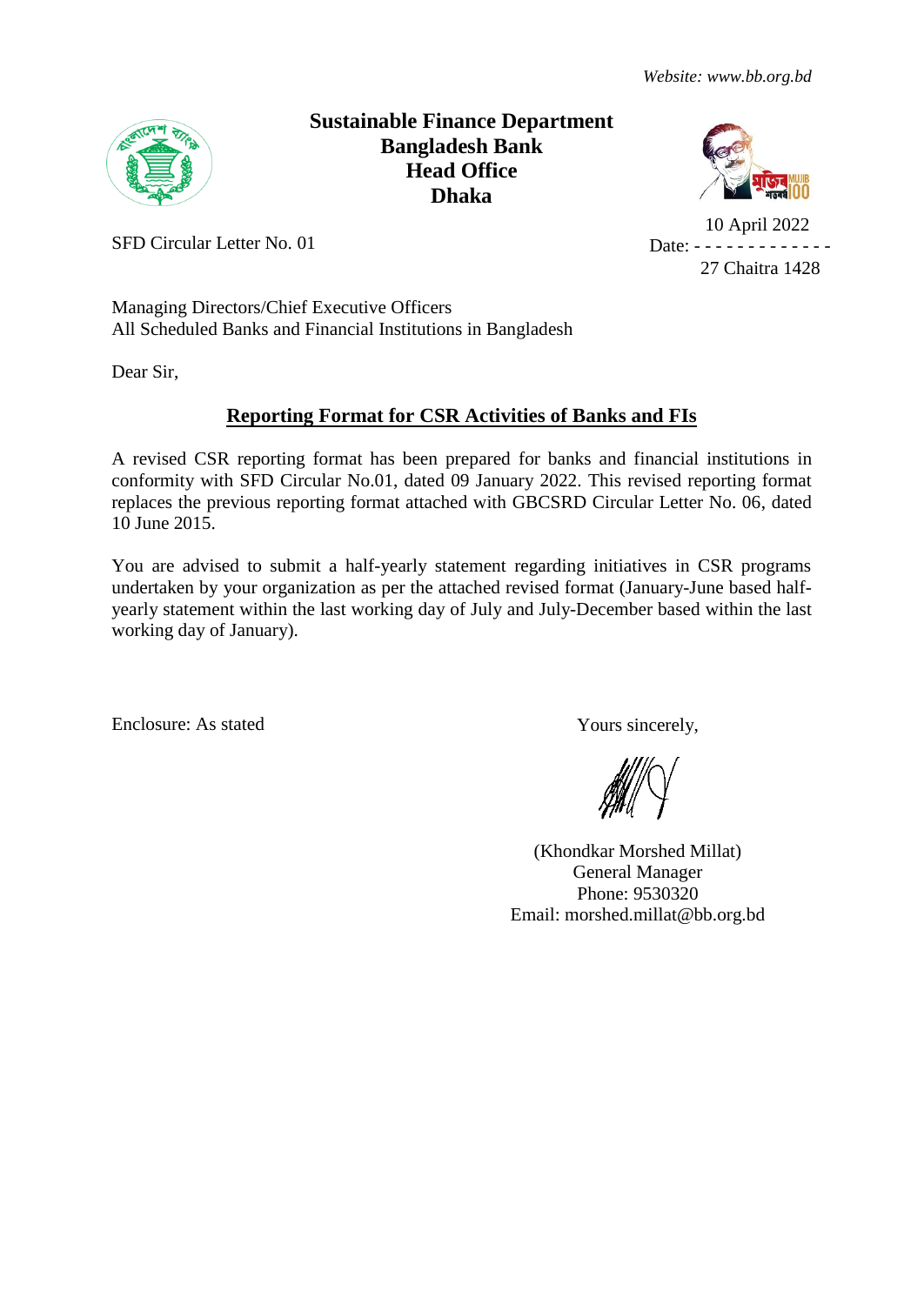*Website: www.bb.org.bd*

**Sustainable Finance Department**
**Bangladesh Bank**
**Head Office**
**Dhaka**

SFD Circular Letter No. 01

Date: 10 April 2022 / 27 Chaitra 1428

Managing Directors/Chief Executive Officers
All Scheduled Banks and Financial Institutions in Bangladesh

Dear Sir,

## Reporting Format for CSR Activities of Banks and FIs

A revised CSR reporting format has been prepared for banks and financial institutions in conformity with SFD Circular No.01, dated 09 January 2022. This revised reporting format replaces the previous reporting format attached with GBCSRD Circular Letter No. 06, dated 10 June 2015.

You are advised to submit a half-yearly statement regarding initiatives in CSR programs undertaken by your organization as per the attached revised format (January-June based half-yearly statement within the last working day of July and July-December based within the last working day of January).

Enclosure: As stated

Yours sincerely,

(Khondkar Morshed Millat)
General Manager
Phone: 9530320
Email: morshed.millat@bb.org.bd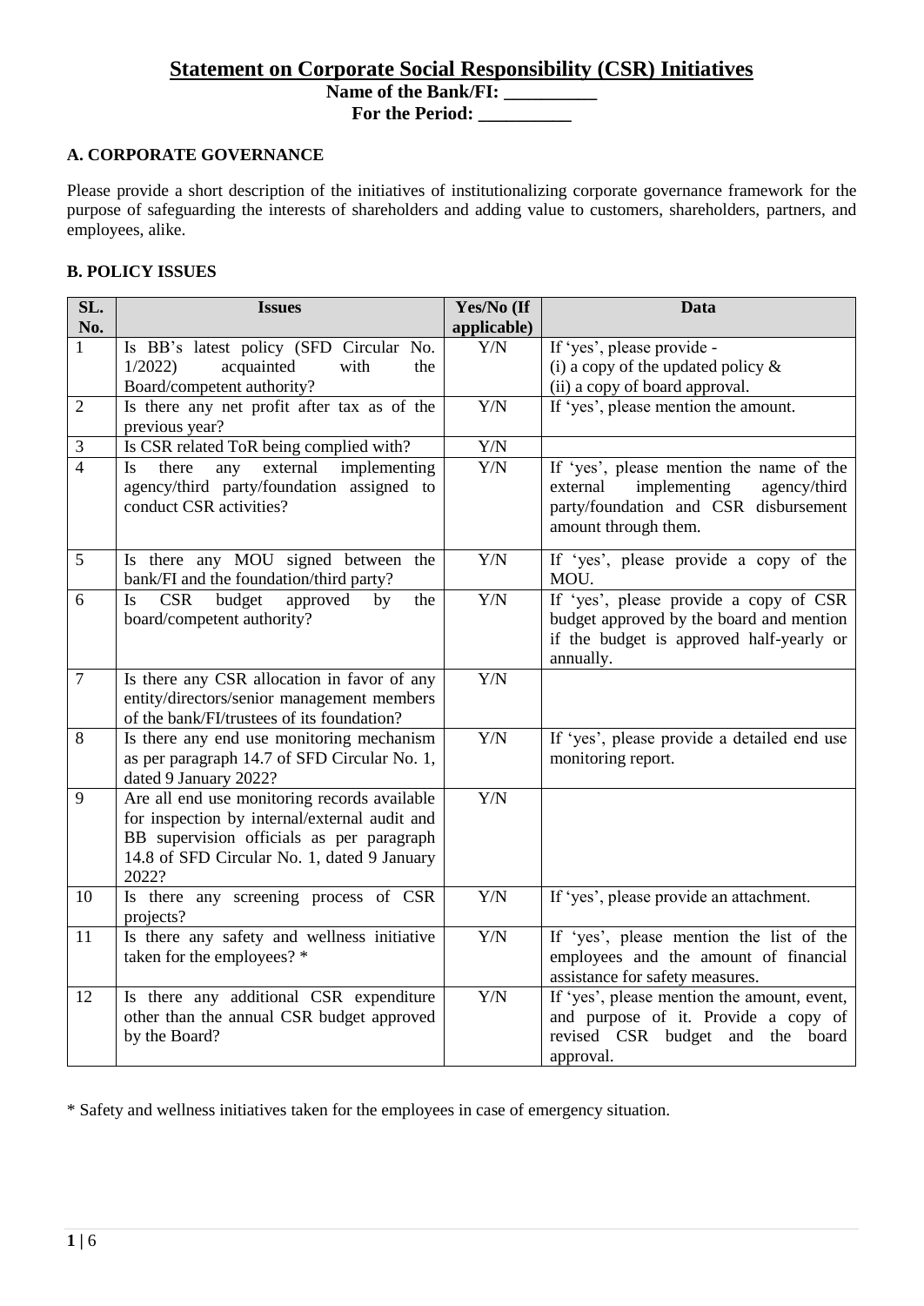# Statement on Corporate Social Responsibility (CSR) Initiatives

**Name of the Bank/FI: __________**

**For the Period: __________**

## A. CORPORATE GOVERNANCE

Please provide a short description of the initiatives of institutionalizing corporate governance framework for the purpose of safeguarding the interests of shareholders and adding value to customers, shareholders, partners, and employees, alike.

## B. POLICY ISSUES

| SL. No. | Issues | Yes/No (If applicable) | Data |
|---|---|---|---|
| 1 | Is BB's latest policy (SFD Circular No. 1/2022) acquainted with the Board/competent authority? | Y/N | If 'yes', please provide - (i) a copy of the updated policy & (ii) a copy of board approval. |
| 2 | Is there any net profit after tax as of the previous year? | Y/N | If 'yes', please mention the amount. |
| 3 | Is CSR related ToR being complied with? | Y/N | |
| 4 | Is there any external implementing agency/third party/foundation assigned to conduct CSR activities? | Y/N | If 'yes', please mention the name of the external implementing agency/third party/foundation and CSR disbursement amount through them. |
| 5 | Is there any MOU signed between the bank/FI and the foundation/third party? | Y/N | If 'yes', please provide a copy of the MOU. |
| 6 | Is CSR budget approved by the board/competent authority? | Y/N | If 'yes', please provide a copy of CSR budget approved by the board and mention if the budget is approved half-yearly or annually. |
| 7 | Is there any CSR allocation in favor of any entity/directors/senior management members of the bank/FI/trustees of its foundation? | Y/N | |
| 8 | Is there any end use monitoring mechanism as per paragraph 14.7 of SFD Circular No. 1, dated 9 January 2022? | Y/N | If 'yes', please provide a detailed end use monitoring report. |
| 9 | Are all end use monitoring records available for inspection by internal/external audit and BB supervision officials as per paragraph 14.8 of SFD Circular No. 1, dated 9 January 2022? | Y/N | |
| 10 | Is there any screening process of CSR projects? | Y/N | If 'yes', please provide an attachment. |
| 11 | Is there any safety and wellness initiative taken for the employees? * | Y/N | If 'yes', please mention the list of the employees and the amount of financial assistance for safety measures. |
| 12 | Is there any additional CSR expenditure other than the annual CSR budget approved by the Board? | Y/N | If 'yes', please mention the amount, event, and purpose of it. Provide a copy of revised CSR budget and the board approval. |

* Safety and wellness initiatives taken for the employees in case of emergency situation.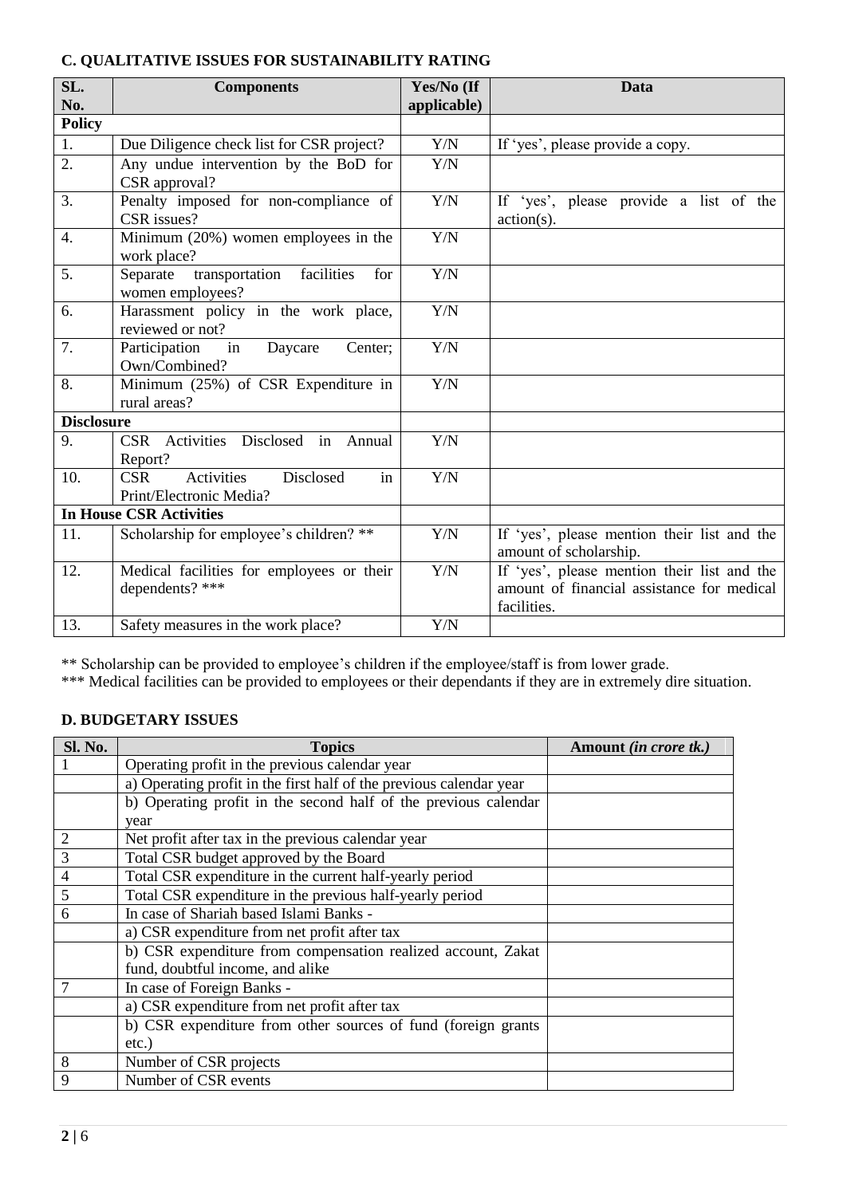### C. QUALITATIVE ISSUES FOR SUSTAINABILITY RATING

| SL. No. | Components | Yes/No (If applicable) | Data |
|---|---|---|---|
| **Policy** | | | |
| 1. | Due Diligence check list for CSR project? | Y/N | If 'yes', please provide a copy. |
| 2. | Any undue intervention by the BoD for CSR approval? | Y/N | |
| 3. | Penalty imposed for non-compliance of CSR issues? | Y/N | If 'yes', please provide a list of the action(s). |
| 4. | Minimum (20%) women employees in the work place? | Y/N | |
| 5. | Separate transportation facilities for women employees? | Y/N | |
| 6. | Harassment policy in the work place, reviewed or not? | Y/N | |
| 7. | Participation in Daycare Center; Own/Combined? | Y/N | |
| 8. | Minimum (25%) of CSR Expenditure in rural areas? | Y/N | |
| **Disclosure** | | | |
| 9. | CSR Activities Disclosed in Annual Report? | Y/N | |
| 10. | CSR Activities Disclosed in Print/Electronic Media? | Y/N | |
| **In House CSR Activities** | | | |
| 11. | Scholarship for employee's children? ** | Y/N | If 'yes', please mention their list and the amount of scholarship. |
| 12. | Medical facilities for employees or their dependents? *** | Y/N | If 'yes', please mention their list and the amount of financial assistance for medical facilities. |
| 13. | Safety measures in the work place? | Y/N | |

** Scholarship can be provided to employee's children if the employee/staff is from lower grade.

*** Medical facilities can be provided to employees or their dependants if they are in extremely dire situation.

### D. BUDGETARY ISSUES

| Sl. No. | Topics | Amount *(in crore tk.)* |
|---|---|---|
| 1 | Operating profit in the previous calendar year | |
| | a) Operating profit in the first half of the previous calendar year | |
| | b) Operating profit in the second half of the previous calendar year | |
| 2 | Net profit after tax in the previous calendar year | |
| 3 | Total CSR budget approved by the Board | |
| 4 | Total CSR expenditure in the current half-yearly period | |
| 5 | Total CSR expenditure in the previous half-yearly period | |
| 6 | In case of Shariah based Islami Banks - | |
| | a) CSR expenditure from net profit after tax | |
| | b) CSR expenditure from compensation realized account, Zakat fund, doubtful income, and alike | |
| 7 | In case of Foreign Banks - | |
| | a) CSR expenditure from net profit after tax | |
| | b) CSR expenditure from other sources of fund (foreign grants etc.) | |
| 8 | Number of CSR projects | |
| 9 | Number of CSR events | |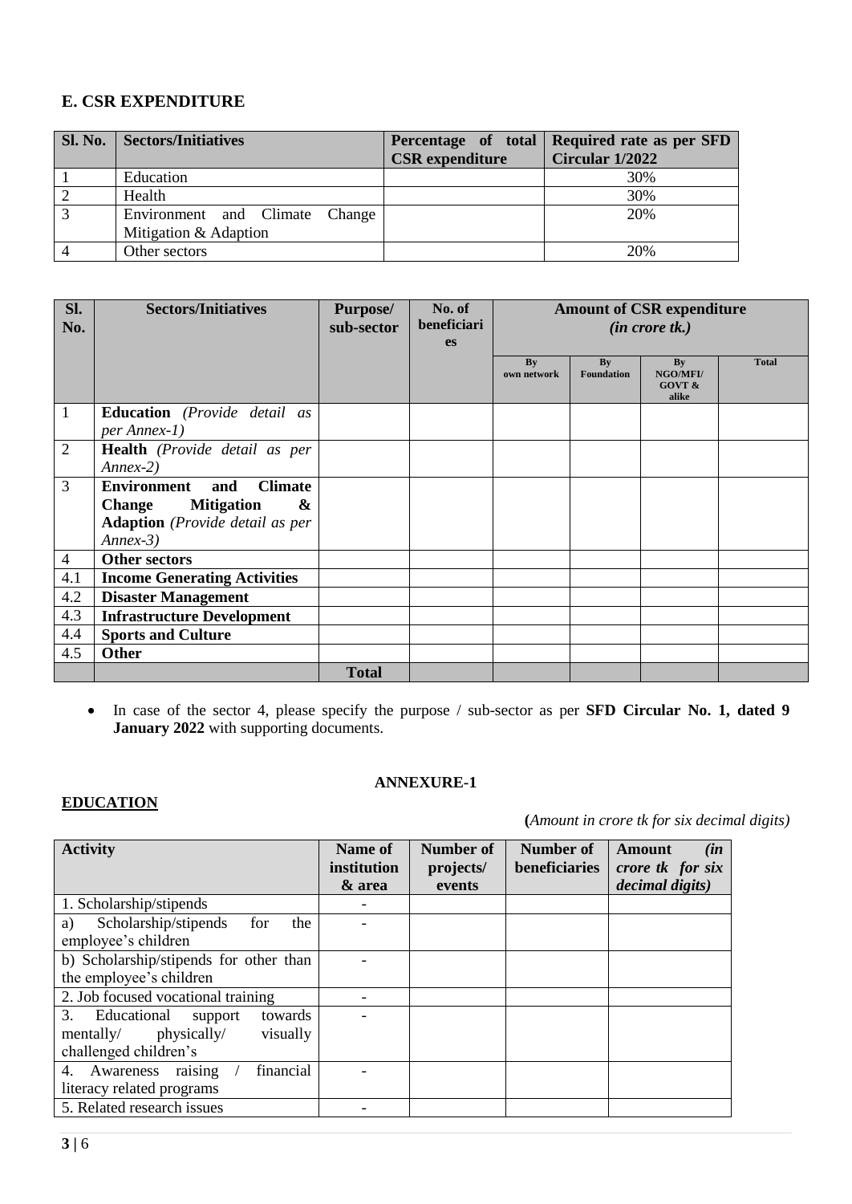## E. CSR EXPENDITURE

| Sl. No. | Sectors/Initiatives | Percentage of total CSR expenditure | Required rate as per SFD Circular 1/2022 |
|---|---|---|---|
| 1 | Education | | 30% |
| 2 | Health | | 30% |
| 3 | Environment and Climate Change Mitigation & Adaption | | 20% |
| 4 | Other sectors | | 20% |

| Sl. No. | Sectors/Initiatives | Purpose/ sub-sector | No. of beneficiaries | Amount of CSR expenditure *(in crore tk.)* | | | |
|---|---|---|---|---|---|---|---|
| | | | | By own network | By Foundation | By NGO/MFI/ GOVT & alike | Total |
| 1 | **Education** *(Provide detail as per Annex-1)* | | | | | | |
| 2 | **Health** *(Provide detail as per Annex-2)* | | | | | | |
| 3 | **Environment and Climate Change Mitigation & Adaption** *(Provide detail as per Annex-3)* | | | | | | |
| 4 | **Other sectors** | | | | | | |
| 4.1 | **Income Generating Activities** | | | | | | |
| 4.2 | **Disaster Management** | | | | | | |
| 4.3 | **Infrastructure Development** | | | | | | |
| 4.4 | **Sports and Culture** | | | | | | |
| 4.5 | **Other** | | | | | | |
| | | **Total** | | | | | |

- In case of the sector 4, please specify the purpose / sub-sector as per **SFD Circular No. 1, dated 9 January 2022** with supporting documents.

**ANNEXURE-1**

**EDUCATION**

**(***Amount in crore tk for six decimal digits)*

| Activity | Name of institution & area | Number of projects/ events | Number of beneficiaries | Amount *(in crore tk for six decimal digits)* |
|---|---|---|---|---|
| 1. Scholarship/stipends | - | | | |
| a) Scholarship/stipends for the employee's children | - | | | |
| b) Scholarship/stipends for other than the employee's children | - | | | |
| 2. Job focused vocational training | - | | | |
| 3. Educational support towards mentally/ physically/ visually challenged children's | - | | | |
| 4. Awareness raising / financial literacy related programs | - | | | |
| 5. Related research issues | - | | | |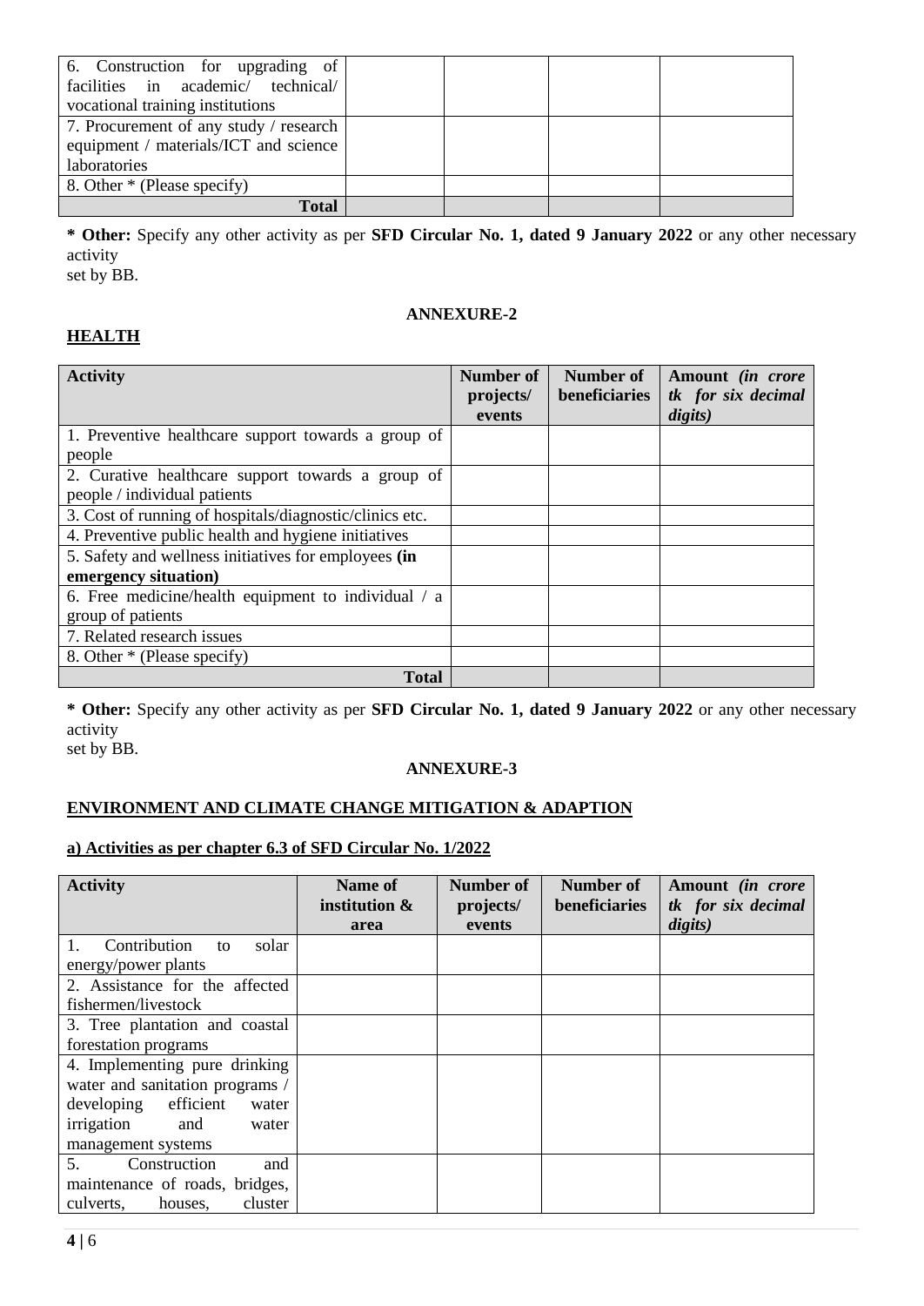| | | | |
|---|---|---|---|
| 6. Construction for upgrading of facilities in academic/ technical/ vocational training institutions | | | |
| 7. Procurement of any study / research equipment / materials/ICT and science laboratories | | | |
| 8. Other * (Please specify) | | | |
| **Total** | | | |

**\* Other:** Specify any other activity as per **SFD Circular No. 1, dated 9 January 2022** or any other necessary activity
set by BB.

**ANNEXURE-2**

## HEALTH

| **Activity** | **Number of projects/ events** | **Number of beneficiaries** | **Amount** ***(in crore tk for six decimal digits)*** |
|---|---|---|---|
| 1. Preventive healthcare support towards a group of people | | | |
| 2. Curative healthcare support towards a group of people / individual patients | | | |
| 3. Cost of running of hospitals/diagnostic/clinics etc. | | | |
| 4. Preventive public health and hygiene initiatives | | | |
| 5. Safety and wellness initiatives for employees **(in emergency situation)** | | | |
| 6. Free medicine/health equipment to individual / a group of patients | | | |
| 7. Related research issues | | | |
| 8. Other * (Please specify) | | | |
| **Total** | | | |

**\* Other:** Specify any other activity as per **SFD Circular No. 1, dated 9 January 2022** or any other necessary activity
set by BB.

**ANNEXURE-3**

## ENVIRONMENT AND CLIMATE CHANGE MITIGATION & ADAPTION

### a) Activities as per chapter 6.3 of SFD Circular No. 1/2022

| **Activity** | **Name of institution & area** | **Number of projects/ events** | **Number of beneficiaries** | **Amount** ***(in crore tk for six decimal digits)*** |
|---|---|---|---|---|
| 1. Contribution to solar energy/power plants | | | | |
| 2. Assistance for the affected fishermen/livestock | | | | |
| 3. Tree plantation and coastal forestation programs | | | | |
| 4. Implementing pure drinking water and sanitation programs / developing efficient water irrigation and water management systems | | | | |
| 5. Construction and maintenance of roads, bridges, culverts, houses, cluster | | | | |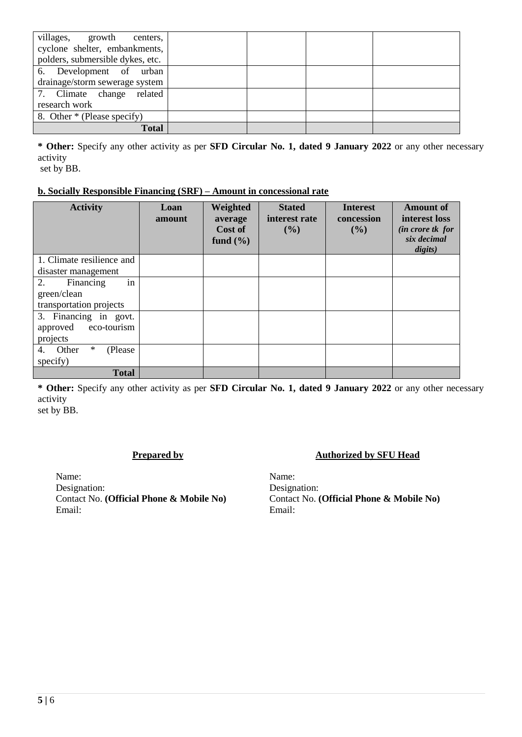| | | | | |
|---|---|---|---|---|
| villages, growth centers, cyclone shelter, embankments, polders, submersible dykes, etc. | | | | |
| 6. Development of urban drainage/storm sewerage system | | | | |
| 7. Climate change related research work | | | | |
| 8. Other * (Please specify) | | | | |
| **Total** | | | | |

**\* Other:** Specify any other activity as per **SFD Circular No. 1, dated 9 January 2022** or any other necessary activity set by BB.

**b. Socially Responsible Financing (SRF) – Amount in concessional rate**

| Activity | Loan amount | Weighted average Cost of fund (%) | Stated interest rate (%) | Interest concession (%) | Amount of interest loss *(in crore tk for six decimal digits)* |
|---|---|---|---|---|---|
| 1. Climate resilience and disaster management | | | | | |
| 2. Financing in green/clean transportation projects | | | | | |
| 3. Financing in govt. approved eco-tourism projects | | | | | |
| 4. Other * (Please specify) | | | | | |
| **Total** | | | | | |

**\* Other:** Specify any other activity as per **SFD Circular No. 1, dated 9 January 2022** or any other necessary activity set by BB.

**Prepared by**

Name:
Designation:
Contact No. **(Official Phone & Mobile No)**
Email:

**Authorized by SFU Head**

Name:
Designation:
Contact No. **(Official Phone & Mobile No)**
Email: